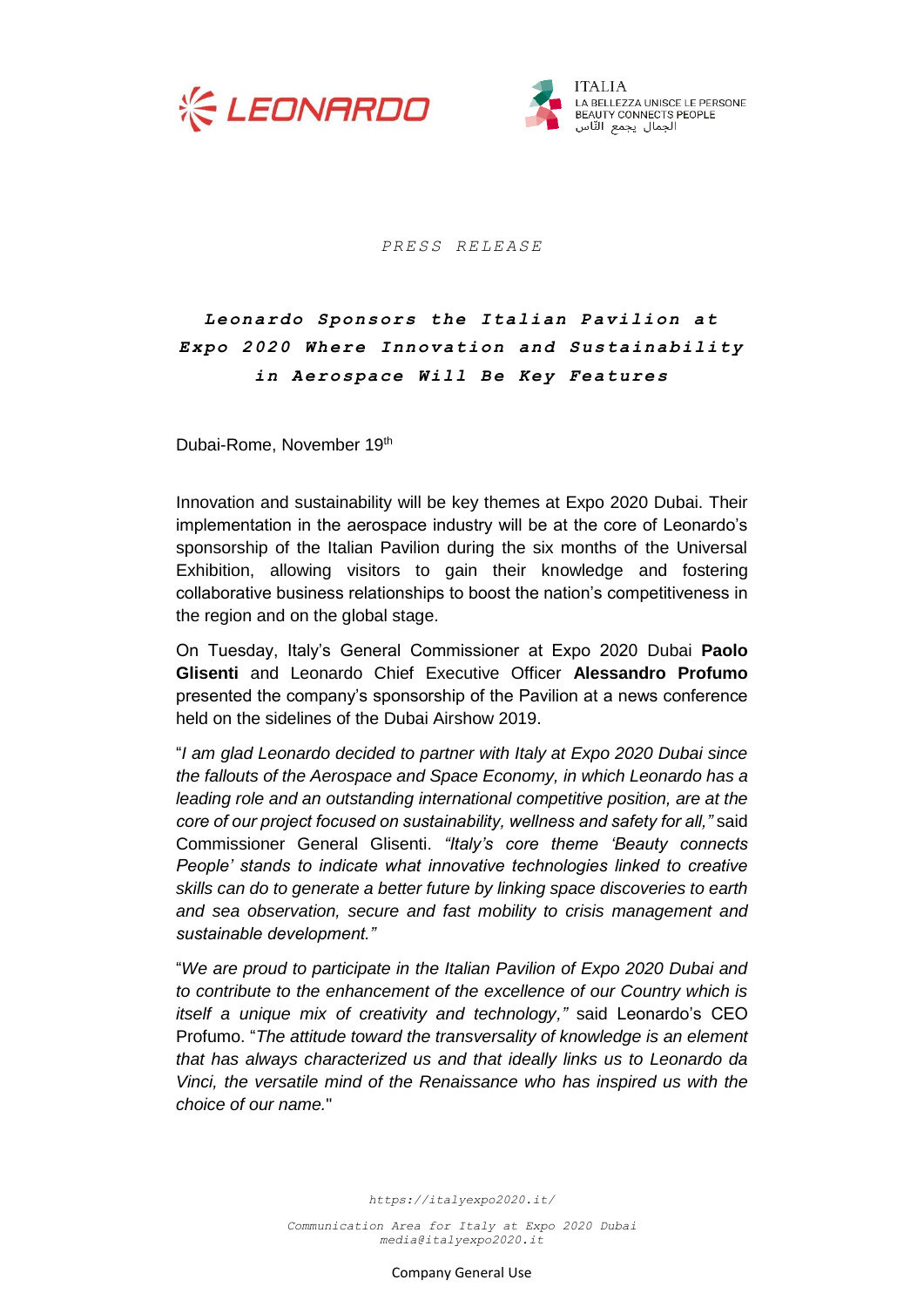LEONARDO

ITALIA
LA BELLEZZA UNISCE LE PERSONE
BEAUTY CONNECTS PEOPLE
الجمال يجمع الناس

*PRESS RELEASE*

# *Leonardo Sponsors the Italian Pavilion at Expo 2020 Where Innovation and Sustainability in Aerospace Will Be Key Features*

Dubai-Rome, November 19th

Innovation and sustainability will be key themes at Expo 2020 Dubai. Their implementation in the aerospace industry will be at the core of Leonardo's sponsorship of the Italian Pavilion during the six months of the Universal Exhibition, allowing visitors to gain their knowledge and fostering collaborative business relationships to boost the nation's competitiveness in the region and on the global stage.

On Tuesday, Italy's General Commissioner at Expo 2020 Dubai **Paolo Glisenti** and Leonardo Chief Executive Officer **Alessandro Profumo** presented the company's sponsorship of the Pavilion at a news conference held on the sidelines of the Dubai Airshow 2019.

"*I am glad Leonardo decided to partner with Italy at Expo 2020 Dubai since the fallouts of the Aerospace and Space Economy, in which Leonardo has a leading role and an outstanding international competitive position, are at the core of our project focused on sustainability, wellness and safety for all,"* said Commissioner General Glisenti. *"Italy's core theme 'Beauty connects People' stands to indicate what innovative technologies linked to creative skills can do to generate a better future by linking space discoveries to earth and sea observation, secure and fast mobility to crisis management and sustainable development."*

"*We are proud to participate in the Italian Pavilion of Expo 2020 Dubai and to contribute to the enhancement of the excellence of our Country which is itself a unique mix of creativity and technology,"* said Leonardo's CEO Profumo. "*The attitude toward the transversality of knowledge is an element that has always characterized us and that ideally links us to Leonardo da Vinci, the versatile mind of the Renaissance who has inspired us with the choice of our name.*"

*https://italyexpo2020.it/*

*Communication Area for Italy at Expo 2020 Dubai*
*media@italyexpo2020.it*

Company General Use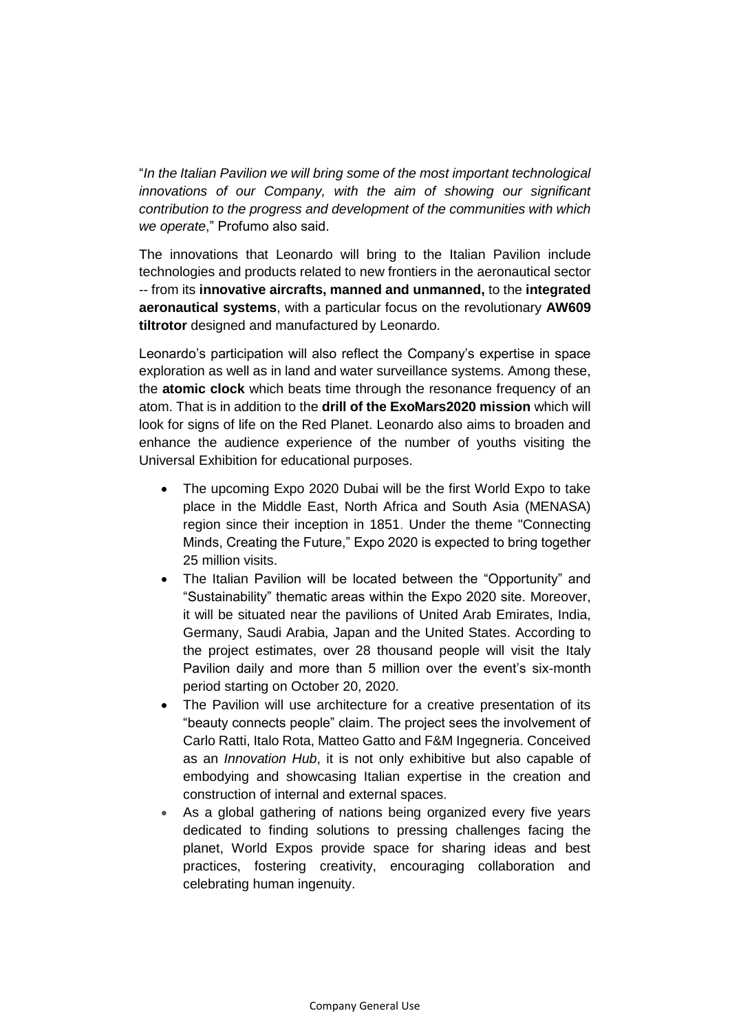"*In the Italian Pavilion we will bring some of the most important technological innovations of our Company, with the aim of showing our significant contribution to the progress and development of the communities with which we operate*," Profumo also said.

The innovations that Leonardo will bring to the Italian Pavilion include technologies and products related to new frontiers in the aeronautical sector -- from its **innovative aircrafts, manned and unmanned,** to the **integrated aeronautical systems**, with a particular focus on the revolutionary **AW609 tiltrotor** designed and manufactured by Leonardo.

Leonardo's participation will also reflect the Company's expertise in space exploration as well as in land and water surveillance systems. Among these, the **atomic clock** which beats time through the resonance frequency of an atom. That is in addition to the **drill of the ExoMars2020 mission** which will look for signs of life on the Red Planet. Leonardo also aims to broaden and enhance the audience experience of the number of youths visiting the Universal Exhibition for educational purposes.

- The upcoming Expo 2020 Dubai will be the first World Expo to take place in the Middle East, North Africa and South Asia (MENASA) region since their inception in 1851. Under the theme "Connecting Minds, Creating the Future," Expo 2020 is expected to bring together 25 million visits.
- The Italian Pavilion will be located between the "Opportunity" and "Sustainability" thematic areas within the Expo 2020 site. Moreover, it will be situated near the pavilions of United Arab Emirates, India, Germany, Saudi Arabia, Japan and the United States. According to the project estimates, over 28 thousand people will visit the Italy Pavilion daily and more than 5 million over the event's six-month period starting on October 20, 2020.
- The Pavilion will use architecture for a creative presentation of its "beauty connects people" claim. The project sees the involvement of Carlo Ratti, Italo Rota, Matteo Gatto and F&M Ingegneria. Conceived as an *Innovation Hub*, it is not only exhibitive but also capable of embodying and showcasing Italian expertise in the creation and construction of internal and external spaces.
- As a global gathering of nations being organized every five years dedicated to finding solutions to pressing challenges facing the planet, World Expos provide space for sharing ideas and best practices, fostering creativity, encouraging collaboration and celebrating human ingenuity.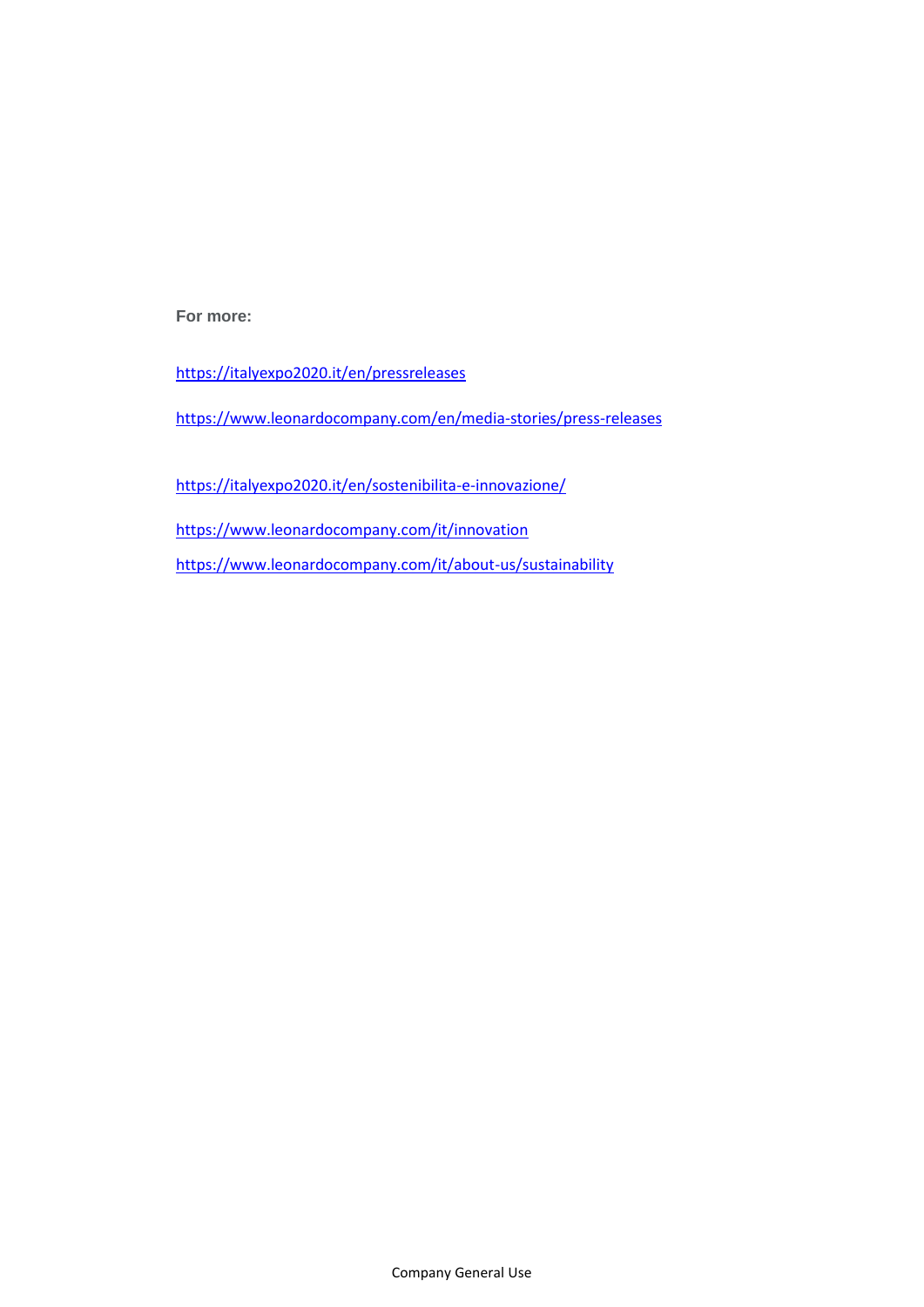**For more:**

https://italyexpo2020.it/en/pressreleases

https://www.leonardocompany.com/en/media-stories/press-releases

https://italyexpo2020.it/en/sostenibilita-e-innovazione/

https://www.leonardocompany.com/it/innovation

https://www.leonardocompany.com/it/about-us/sustainability